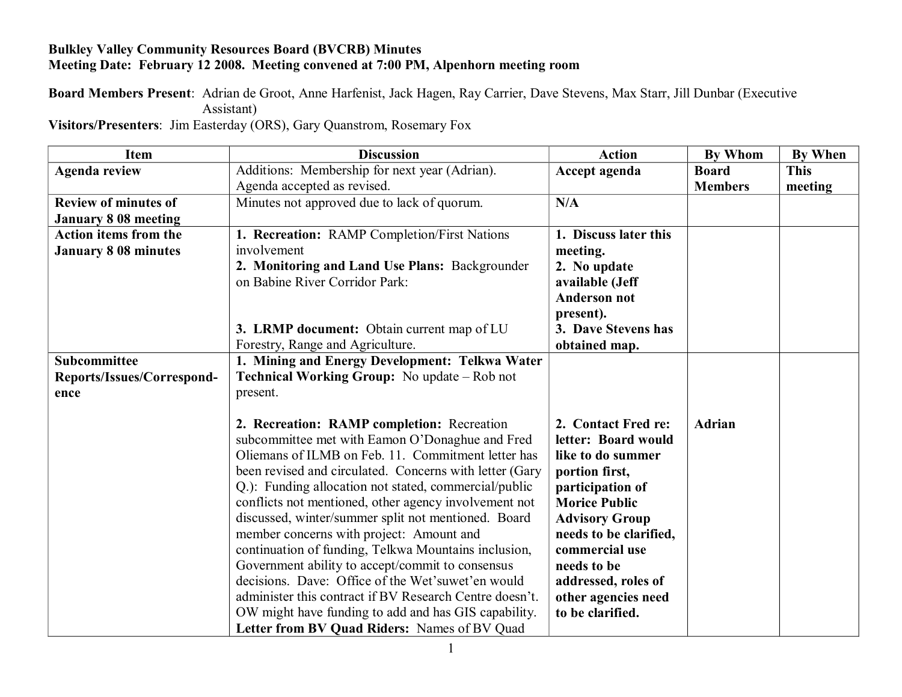**Bulkley Valley Community Resources Board (BVCRB) Minutes**
**Meeting Date: February 12 2008. Meeting convened at 7:00 PM, Alpenhorn meeting room**

**Board Members Present**: Adrian de Groot, Anne Harfenist, Jack Hagen, Ray Carrier, Dave Stevens, Max Starr, Jill Dunbar (Executive Assistant)
**Visitors/Presenters**: Jim Easterday (ORS), Gary Quanstrom, Rosemary Fox

| Item | Discussion | Action | By Whom | By When |
|---|---|---|---|---|
| **Agenda review** | Additions: Membership for next year (Adrian). Agenda accepted as revised. | **Accept agenda** | **Board Members** | **This meeting** |
| **Review of minutes of January 8 08 meeting** | Minutes not approved due to lack of quorum. | **N/A** | | |
| **Action items from the January 8 08 minutes** | 1. **Recreation:** RAMP Completion/First Nations involvement<br>2. **Monitoring and Land Use Plans:** Backgrounder on Babine River Corridor Park:<br>3. **LRMP document:** Obtain current map of LU Forestry, Range and Agriculture. | **1. Discuss later this meeting.**<br>**2. No update available (Jeff Anderson not present).**<br>**3. Dave Stevens has obtained map.** | | |
| **Subcommittee Reports/Issues/Correspond-ence** | 1. **Mining and Energy Development: Telkwa Water Technical Working Group:** No update – Rob not present.<br><br>2. **Recreation: RAMP completion:** Recreation subcommittee met with Eamon O'Donaghue and Fred Oliemans of ILMB on Feb. 11. Commitment letter has been revised and circulated. Concerns with letter (Gary Q.): Funding allocation not stated, commercial/public conflicts not mentioned, other agency involvement not discussed, winter/summer split not mentioned. Board member concerns with project: Amount and continuation of funding, Telkwa Mountains inclusion, Government ability to accept/commit to consensus decisions. Dave: Office of the Wet'suwet'en would administer this contract if BV Research Centre doesn't. OW might have funding to add and has GIS capability.<br>**Letter from BV Quad Riders:** Names of BV Quad | **2. Contact Fred re: letter: Board would like to do summer portion first, participation of Morice Public Advisory Group needs to be clarified, commercial use needs to be addressed, roles of other agencies need to be clarified.** | **Adrian** | |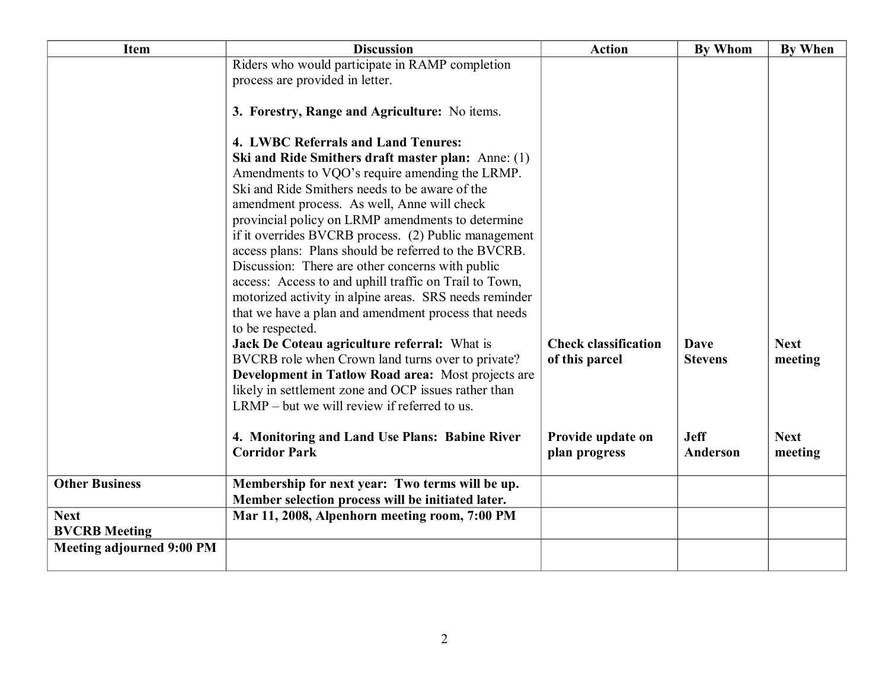| Item | Discussion | Action | By Whom | By When |
|---|---|---|---|---|
| | Riders who would participate in RAMP completion process are provided in letter.<br><br>**3. Forestry, Range and Agriculture:** No items.<br><br>**4. LWBC Referrals and Land Tenures:**<br>**Ski and Ride Smithers draft master plan:** Anne: (1) Amendments to VQO's require amending the LRMP. Ski and Ride Smithers needs to be aware of the amendment process. As well, Anne will check provincial policy on LRMP amendments to determine if it overrides BVCRB process. (2) Public management access plans: Plans should be referred to the BVCRB. Discussion: There are other concerns with public access: Access to and uphill traffic on Trail to Town, motorized activity in alpine areas. SRS needs reminder that we have a plan and amendment process that needs to be respected.<br>**Jack De Coteau agriculture referral:** What is BVCRB role when Crown land turns over to private?<br>**Development in Tatlow Road area:** Most projects are likely in settlement zone and OCP issues rather than LRMP – but we will review if referred to us. | **Check classification of this parcel** | **Dave Stevens** | **Next meeting** |
| | **4. Monitoring and Land Use Plans: Babine River Corridor Park** | **Provide update on plan progress** | **Jeff Anderson** | **Next meeting** |
| **Other Business** | **Membership for next year: Two terms will be up. Member selection process will be initiated later.** | | | |
| **Next BVCRB Meeting** | **Mar 11, 2008, Alpenhorn meeting room, 7:00 PM** | | | |
| **Meeting adjourned 9:00 PM** | | | | |